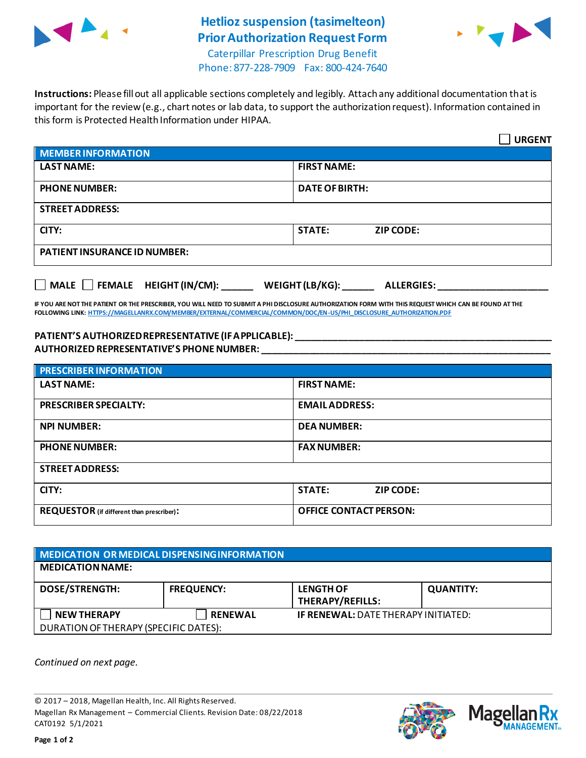# Hetlioz suspension (tasimelteon) Prior Authorization Request Form

Caterpillar Prescription Drug Benefit
Phone: 877-228-7909 Fax: 800-424-7640

**Instructions:** Please fill out all applicable sections completely and legibly. Attach any additional documentation that is important for the review (e.g., chart notes or lab data, to support the authorization request). Information contained in this form is Protected Health Information under HIPAA.

☐ **URGENT**

| **MEMBER INFORMATION** | |
|---|---|
| **LAST NAME:** | **FIRST NAME:** |
| **PHONE NUMBER:** | **DATE OF BIRTH:** |
| **STREET ADDRESS:** | |
| **CITY:** | **STATE:** **ZIP CODE:** |
| **PATIENT INSURANCE ID NUMBER:** | |

☐ **MALE** ☐ **FEMALE** **HEIGHT (IN/CM):** ______ **WEIGHT (LB/KG):** ______ **ALLERGIES:** ____________________

**IF YOU ARE NOT THE PATIENT OR THE PRESCRIBER, YOU WILL NEED TO SUBMIT A PHI DISCLOSURE AUTHORIZATION FORM WITH THIS REQUEST WHICH CAN BE FOUND AT THE FOLLOWING LINK:** HTTPS://MAGELLANRX.COM/MEMBER/EXTERNAL/COMMERCIAL/COMMON/DOC/EN-US/PHI_DISCLOSURE_AUTHORIZATION.PDF

**PATIENT'S AUTHORIZED REPRESENTATIVE (IF APPLICABLE):** ____________________________________________

**AUTHORIZED REPRESENTATIVE'S PHONE NUMBER:** ____________________________________________

| **PRESCRIBER INFORMATION** | |
|---|---|
| **LAST NAME:** | **FIRST NAME:** |
| **PRESCRIBER SPECIALTY:** | **EMAIL ADDRESS:** |
| **NPI NUMBER:** | **DEA NUMBER:** |
| **PHONE NUMBER:** | **FAX NUMBER:** |
| **STREET ADDRESS:** | |
| **CITY:** | **STATE:** **ZIP CODE:** |
| **REQUESTOR** (if different than prescriber)**:** | **OFFICE CONTACT PERSON:** |

| **MEDICATION OR MEDICAL DISPENSING INFORMATION** | | | |
|---|---|---|---|
| **MEDICATION NAME:** | | | |
| **DOSE/STRENGTH:** | **FREQUENCY:** | **LENGTH OF THERAPY/REFILLS:** | **QUANTITY:** |
| ☐ **NEW THERAPY** | ☐ **RENEWAL** | **IF RENEWAL:** DATE THERAPY INITIATED: | |
| DURATION OF THERAPY (SPECIFIC DATES): | | | |

*Continued on next page.*

© 2017 – 2018, Magellan Health, Inc. All Rights Reserved.
Magellan Rx Management – Commercial Clients. Revision Date: 08/22/2018
CAT0192 5/1/2021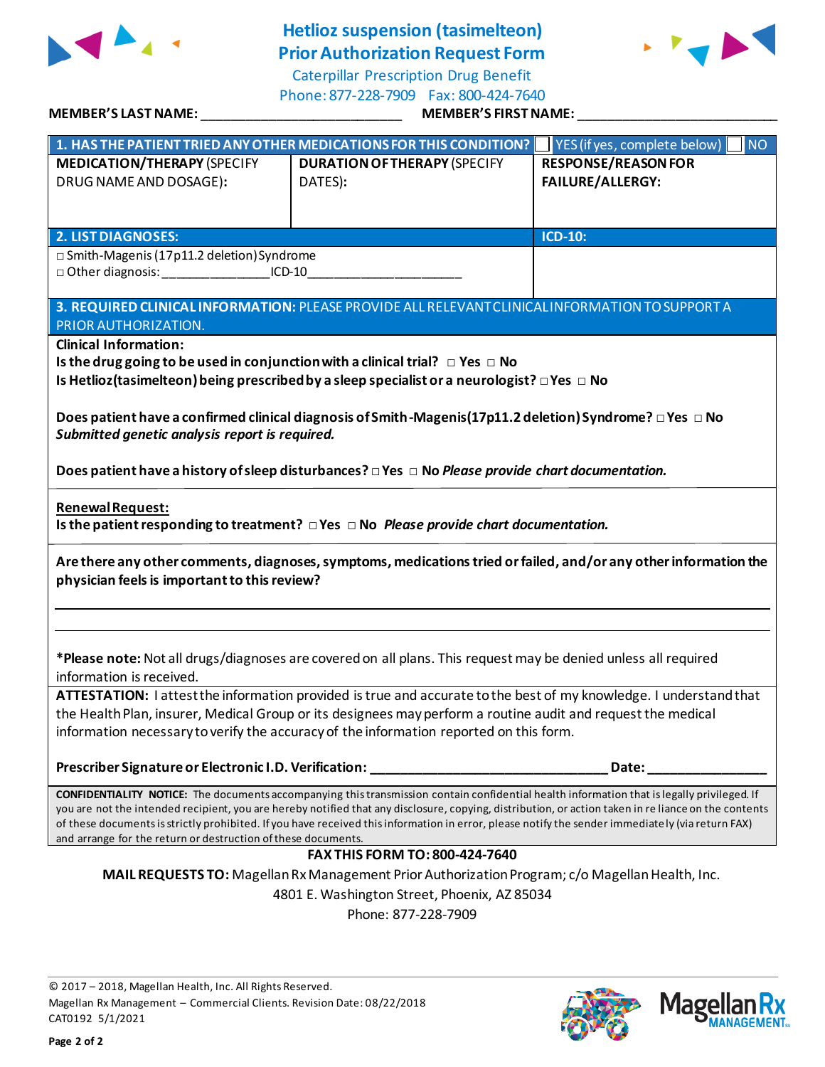# Hetlioz suspension (tasimelteon) Prior Authorization Request Form

Caterpillar Prescription Drug Benefit

Phone: 877-228-7909 Fax: 800-424-7640

**MEMBER'S LAST NAME:** ___________________________ **MEMBER'S FIRST NAME:** ___________________________

| **1. HAS THE PATIENT TRIED ANY OTHER MEDICATIONS FOR THIS CONDITION?** | | ☐ YES (if yes, complete below) ☐ NO |
|---|---|---|
| **MEDICATION/THERAPY** (SPECIFY DRUG NAME AND DOSAGE): | **DURATION OF THERAPY** (SPECIFY DATES): | **RESPONSE/REASON FOR FAILURE/ALLERGY:** |

| **2. LIST DIAGNOSES:** | **ICD-10:** |
|---|---|
| □ Smith-Magenis (17p11.2 deletion) Syndrome<br>□ Other diagnosis: _______________ICD-10_____________________ | |

**3. REQUIRED CLINICAL INFORMATION:** PLEASE PROVIDE ALL RELEVANT CLINICAL INFORMATION TO SUPPORT A PRIOR AUTHORIZATION.

**Clinical Information:**

**Is the drug going to be used in conjunction with a clinical trial?** □ **Yes** □ **No**

**Is Hetlioz (tasimelteon) being prescribed by a sleep specialist or a neurologist?** □ **Yes** □ **No**

**Does patient have a confirmed clinical diagnosis of Smith-Magenis (17p11.2 deletion) Syndrome?** □ **Yes** □ **No**
***Submitted genetic analysis report is required.***

**Does patient have a history of sleep disturbances?** □ **Yes** □ **No** ***Please provide chart documentation.***

**Renewal Request:**

**Is the patient responding to treatment?** □ **Yes** □ **No** ***Please provide chart documentation.***

**Are there any other comments, diagnoses, symptoms, medications tried or failed, and/or any other information the physician feels is important to this review?**

_____________________________________________________________________________

_____________________________________________________________________________

***Please note:** Not all drugs/diagnoses are covered on all plans. This request may be denied unless all required information is received.

**ATTESTATION:** I attest the information provided is true and accurate to the best of my knowledge. I understand that the Health Plan, insurer, Medical Group or its designees may perform a routine audit and request the medical information necessary to verify the accuracy of the information reported on this form.

**Prescriber Signature or Electronic I.D. Verification:** ________________________________ **Date:** ________________

**CONFIDENTIALITY NOTICE:** The documents accompanying this transmission contain confidential health information that is legally privileged. If you are not the intended recipient, you are hereby notified that any disclosure, copying, distribution, or action taken in reliance on the contents of these documents is strictly prohibited. If you have received this information in error, please notify the sender immediately (via return FAX) and arrange for the return or destruction of these documents.

**FAX THIS FORM TO: 800-424-7640**

**MAIL REQUESTS TO:** Magellan Rx Management Prior Authorization Program; c/o Magellan Health, Inc.
4801 E. Washington Street, Phoenix, AZ 85034
Phone: 877-228-7909

© 2017 – 2018, Magellan Health, Inc. All Rights Reserved.
Magellan Rx Management – Commercial Clients. Revision Date: 08/22/2018
CAT0192 5/1/2021